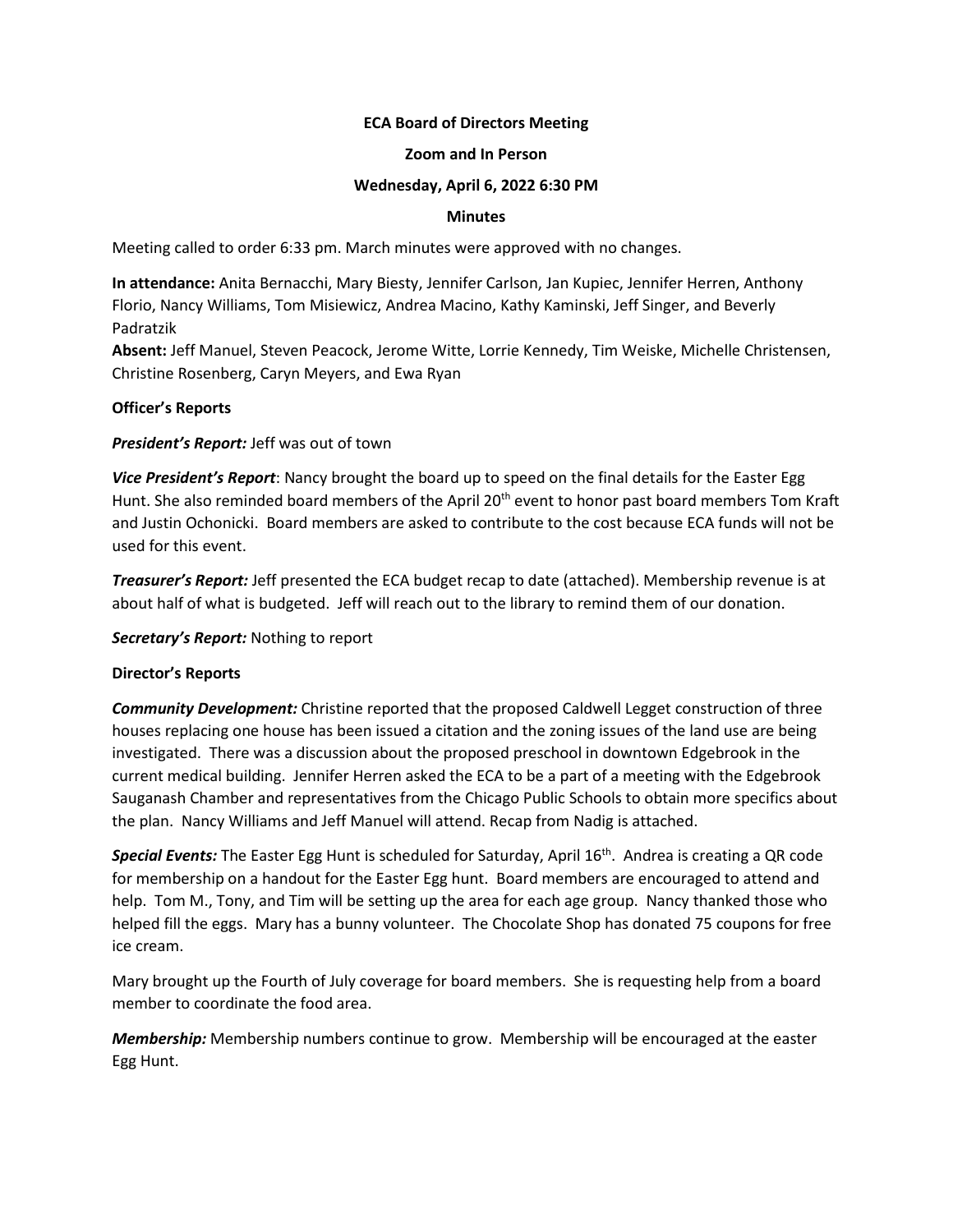**ECA Board of Directors Meeting**

**Zoom and In Person**

**Wednesday, April 6, 2022 6:30 PM**

**Minutes**

Meeting called to order 6:33 pm. March minutes were approved with no changes.

**In attendance:** Anita Bernacchi, Mary Biesty, Jennifer Carlson, Jan Kupiec, Jennifer Herren, Anthony Florio, Nancy Williams, Tom Misiewicz, Andrea Macino, Kathy Kaminski, Jeff Singer, and Beverly Padratzik
**Absent:** Jeff Manuel, Steven Peacock, Jerome Witte, Lorrie Kennedy, Tim Weiske, Michelle Christensen, Christine Rosenberg, Caryn Meyers, and Ewa Ryan

**Officer's Reports**

***President's Report:*** Jeff was out of town

***Vice President's Report***: Nancy brought the board up to speed on the final details for the Easter Egg Hunt. She also reminded board members of the April 20th event to honor past board members Tom Kraft and Justin Ochonicki. Board members are asked to contribute to the cost because ECA funds will not be used for this event.

***Treasurer's Report:*** Jeff presented the ECA budget recap to date (attached). Membership revenue is at about half of what is budgeted. Jeff will reach out to the library to remind them of our donation.

***Secretary's Report:*** Nothing to report

**Director's Reports**

***Community Development:*** Christine reported that the proposed Caldwell Legget construction of three houses replacing one house has been issued a citation and the zoning issues of the land use are being investigated. There was a discussion about the proposed preschool in downtown Edgebrook in the current medical building. Jennifer Herren asked the ECA to be a part of a meeting with the Edgebrook Sauganash Chamber and representatives from the Chicago Public Schools to obtain more specifics about the plan. Nancy Williams and Jeff Manuel will attend. Recap from Nadig is attached.

***Special Events:*** The Easter Egg Hunt is scheduled for Saturday, April 16th. Andrea is creating a QR code for membership on a handout for the Easter Egg hunt. Board members are encouraged to attend and help. Tom M., Tony, and Tim will be setting up the area for each age group. Nancy thanked those who helped fill the eggs. Mary has a bunny volunteer. The Chocolate Shop has donated 75 coupons for free ice cream.

Mary brought up the Fourth of July coverage for board members. She is requesting help from a board member to coordinate the food area.

***Membership:*** Membership numbers continue to grow. Membership will be encouraged at the easter Egg Hunt.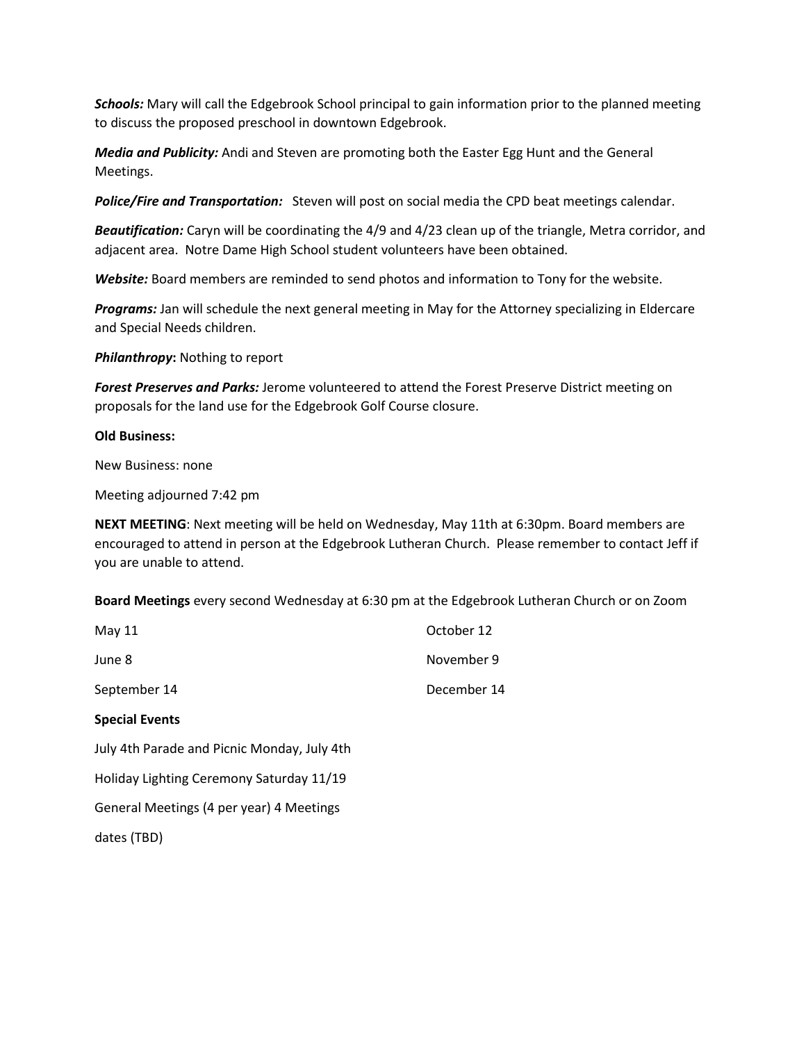***Schools:*** Mary will call the Edgebrook School principal to gain information prior to the planned meeting to discuss the proposed preschool in downtown Edgebrook.

***Media and Publicity:*** Andi and Steven are promoting both the Easter Egg Hunt and the General Meetings.

***Police/Fire and Transportation:*** Steven will post on social media the CPD beat meetings calendar.

***Beautification:*** Caryn will be coordinating the 4/9 and 4/23 clean up of the triangle, Metra corridor, and adjacent area. Notre Dame High School student volunteers have been obtained.

***Website:*** Board members are reminded to send photos and information to Tony for the website.

***Programs:*** Jan will schedule the next general meeting in May for the Attorney specializing in Eldercare and Special Needs children.

***Philanthropy*:** Nothing to report

***Forest Preserves and Parks:*** Jerome volunteered to attend the Forest Preserve District meeting on proposals for the land use for the Edgebrook Golf Course closure.

**Old Business:**

New Business: none

Meeting adjourned 7:42 pm

**NEXT MEETING**: Next meeting will be held on Wednesday, May 11th at 6:30pm. Board members are encouraged to attend in person at the Edgebrook Lutheran Church. Please remember to contact Jeff if you are unable to attend.

**Board Meetings** every second Wednesday at 6:30 pm at the Edgebrook Lutheran Church or on Zoom

| | |
|---|---|
| May 11 | October 12 |
| June 8 | November 9 |
| September 14 | December 14 |

**Special Events**

July 4th Parade and Picnic Monday, July 4th

Holiday Lighting Ceremony Saturday 11/19

General Meetings (4 per year) 4 Meetings

dates (TBD)